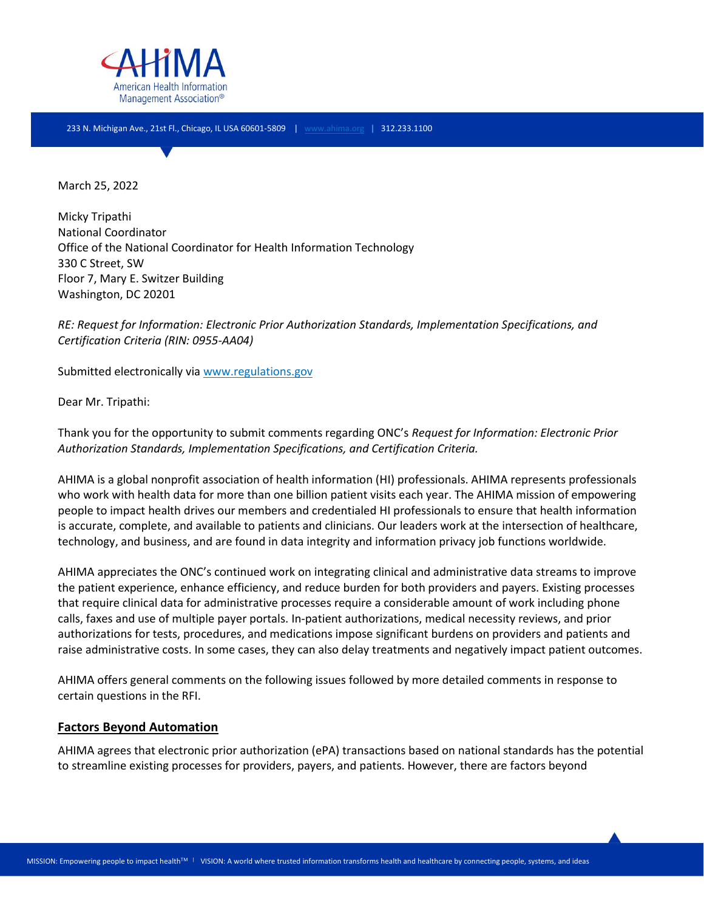AHIMA

American Health Information Management Association®

233 N. Michigan Ave., 21st Fl., Chicago, IL USA 60601-5809 | www.ahima.org | 312.233.1100

March 25, 2022

Micky Tripathi
National Coordinator
Office of the National Coordinator for Health Information Technology
330 C Street, SW
Floor 7, Mary E. Switzer Building
Washington, DC 20201

*RE: Request for Information: Electronic Prior Authorization Standards, Implementation Specifications, and Certification Criteria (RIN: 0955-AA04)*

Submitted electronically via www.regulations.gov

Dear Mr. Tripathi:

Thank you for the opportunity to submit comments regarding ONC's *Request for Information: Electronic Prior Authorization Standards, Implementation Specifications, and Certification Criteria.*

AHIMA is a global nonprofit association of health information (HI) professionals. AHIMA represents professionals who work with health data for more than one billion patient visits each year. The AHIMA mission of empowering people to impact health drives our members and credentialed HI professionals to ensure that health information is accurate, complete, and available to patients and clinicians. Our leaders work at the intersection of healthcare, technology, and business, and are found in data integrity and information privacy job functions worldwide.

AHIMA appreciates the ONC's continued work on integrating clinical and administrative data streams to improve the patient experience, enhance efficiency, and reduce burden for both providers and payers. Existing processes that require clinical data for administrative processes require a considerable amount of work including phone calls, faxes and use of multiple payer portals. In-patient authorizations, medical necessity reviews, and prior authorizations for tests, procedures, and medications impose significant burdens on providers and patients and raise administrative costs. In some cases, they can also delay treatments and negatively impact patient outcomes.

AHIMA offers general comments on the following issues followed by more detailed comments in response to certain questions in the RFI.

## Factors Beyond Automation

AHIMA agrees that electronic prior authorization (ePA) transactions based on national standards has the potential to streamline existing processes for providers, payers, and patients. However, there are factors beyond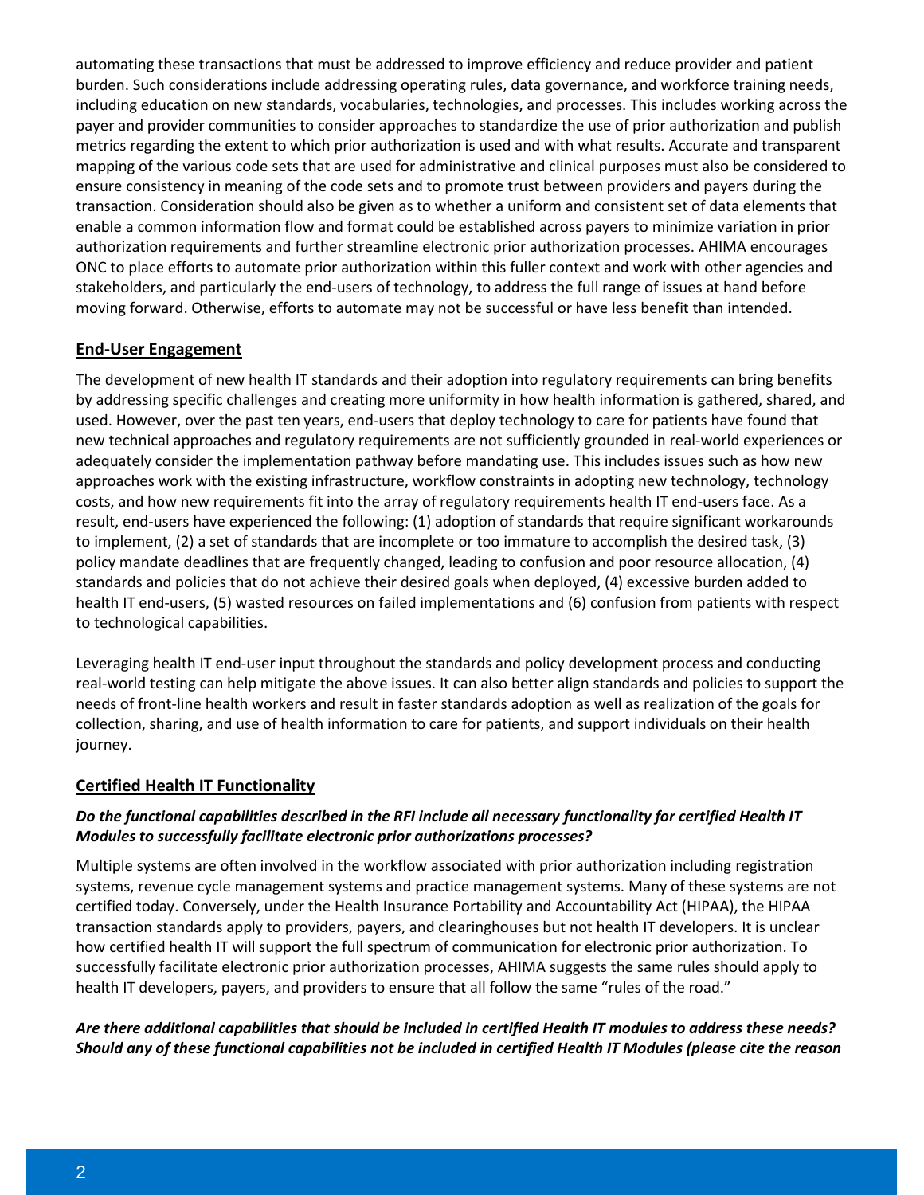automating these transactions that must be addressed to improve efficiency and reduce provider and patient burden. Such considerations include addressing operating rules, data governance, and workforce training needs, including education on new standards, vocabularies, technologies, and processes. This includes working across the payer and provider communities to consider approaches to standardize the use of prior authorization and publish metrics regarding the extent to which prior authorization is used and with what results. Accurate and transparent mapping of the various code sets that are used for administrative and clinical purposes must also be considered to ensure consistency in meaning of the code sets and to promote trust between providers and payers during the transaction. Consideration should also be given as to whether a uniform and consistent set of data elements that enable a common information flow and format could be established across payers to minimize variation in prior authorization requirements and further streamline electronic prior authorization processes. AHIMA encourages ONC to place efforts to automate prior authorization within this fuller context and work with other agencies and stakeholders, and particularly the end-users of technology, to address the full range of issues at hand before moving forward. Otherwise, efforts to automate may not be successful or have less benefit than intended.

## End-User Engagement

The development of new health IT standards and their adoption into regulatory requirements can bring benefits by addressing specific challenges and creating more uniformity in how health information is gathered, shared, and used. However, over the past ten years, end-users that deploy technology to care for patients have found that new technical approaches and regulatory requirements are not sufficiently grounded in real-world experiences or adequately consider the implementation pathway before mandating use. This includes issues such as how new approaches work with the existing infrastructure, workflow constraints in adopting new technology, technology costs, and how new requirements fit into the array of regulatory requirements health IT end-users face. As a result, end-users have experienced the following: (1) adoption of standards that require significant workarounds to implement, (2) a set of standards that are incomplete or too immature to accomplish the desired task, (3) policy mandate deadlines that are frequently changed, leading to confusion and poor resource allocation, (4) standards and policies that do not achieve their desired goals when deployed, (4) excessive burden added to health IT end-users, (5) wasted resources on failed implementations and (6) confusion from patients with respect to technological capabilities.

Leveraging health IT end-user input throughout the standards and policy development process and conducting real-world testing can help mitigate the above issues. It can also better align standards and policies to support the needs of front-line health workers and result in faster standards adoption as well as realization of the goals for collection, sharing, and use of health information to care for patients, and support individuals on their health journey.

## Certified Health IT Functionality

***Do the functional capabilities described in the RFI include all necessary functionality for certified Health IT Modules to successfully facilitate electronic prior authorizations processes?***

Multiple systems are often involved in the workflow associated with prior authorization including registration systems, revenue cycle management systems and practice management systems. Many of these systems are not certified today. Conversely, under the Health Insurance Portability and Accountability Act (HIPAA), the HIPAA transaction standards apply to providers, payers, and clearinghouses but not health IT developers. It is unclear how certified health IT will support the full spectrum of communication for electronic prior authorization. To successfully facilitate electronic prior authorization processes, AHIMA suggests the same rules should apply to health IT developers, payers, and providers to ensure that all follow the same "rules of the road."

***Are there additional capabilities that should be included in certified Health IT modules to address these needs? Should any of these functional capabilities not be included in certified Health IT Modules (please cite the reason***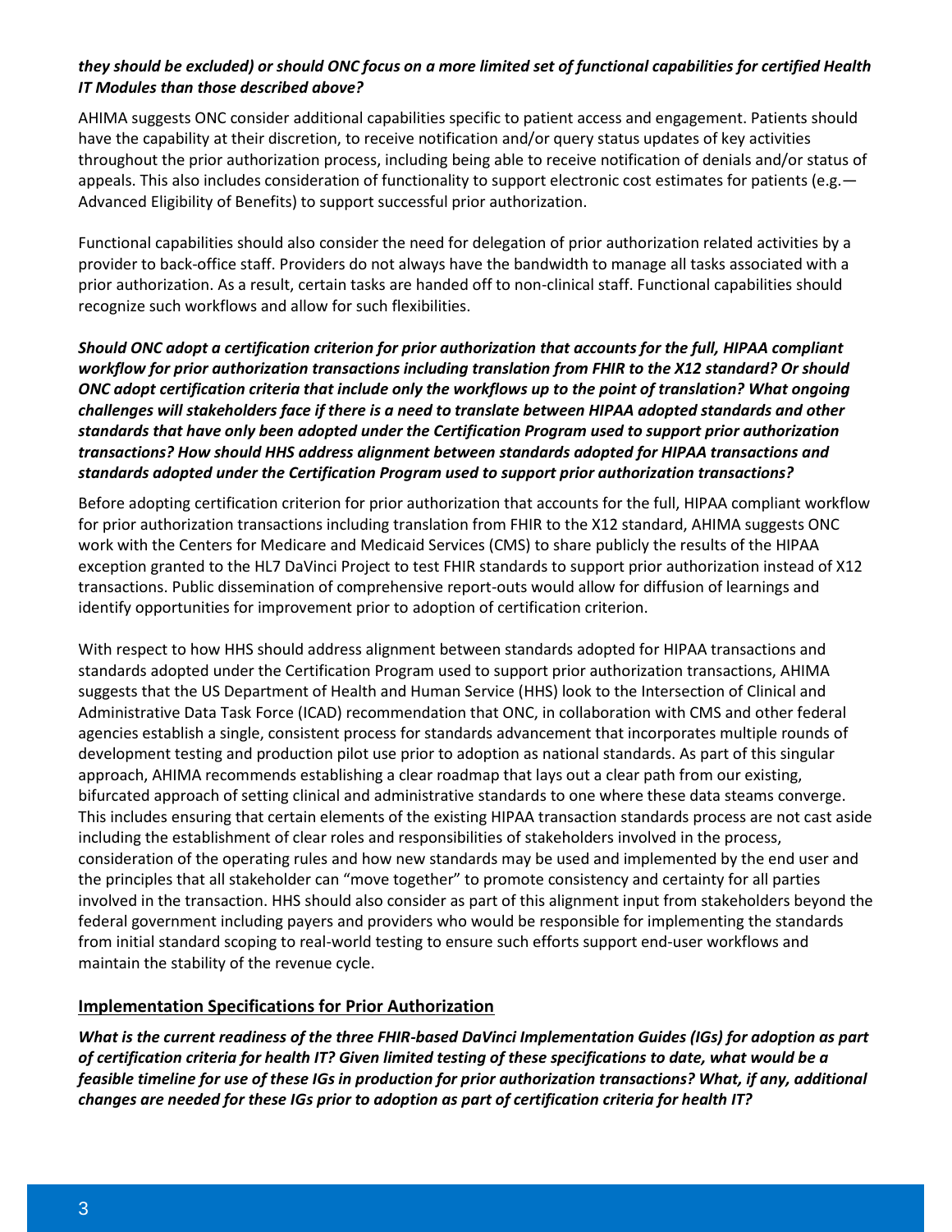***they should be excluded) or should ONC focus on a more limited set of functional capabilities for certified Health IT Modules than those described above?***

AHIMA suggests ONC consider additional capabilities specific to patient access and engagement. Patients should have the capability at their discretion, to receive notification and/or query status updates of key activities throughout the prior authorization process, including being able to receive notification of denials and/or status of appeals. This also includes consideration of functionality to support electronic cost estimates for patients (e.g.—Advanced Eligibility of Benefits) to support successful prior authorization.

Functional capabilities should also consider the need for delegation of prior authorization related activities by a provider to back-office staff. Providers do not always have the bandwidth to manage all tasks associated with a prior authorization. As a result, certain tasks are handed off to non-clinical staff. Functional capabilities should recognize such workflows and allow for such flexibilities.

***Should ONC adopt a certification criterion for prior authorization that accounts for the full, HIPAA compliant workflow for prior authorization transactions including translation from FHIR to the X12 standard? Or should ONC adopt certification criteria that include only the workflows up to the point of translation? What ongoing challenges will stakeholders face if there is a need to translate between HIPAA adopted standards and other standards that have only been adopted under the Certification Program used to support prior authorization transactions? How should HHS address alignment between standards adopted for HIPAA transactions and standards adopted under the Certification Program used to support prior authorization transactions?***

Before adopting certification criterion for prior authorization that accounts for the full, HIPAA compliant workflow for prior authorization transactions including translation from FHIR to the X12 standard, AHIMA suggests ONC work with the Centers for Medicare and Medicaid Services (CMS) to share publicly the results of the HIPAA exception granted to the HL7 DaVinci Project to test FHIR standards to support prior authorization instead of X12 transactions. Public dissemination of comprehensive report-outs would allow for diffusion of learnings and identify opportunities for improvement prior to adoption of certification criterion.

With respect to how HHS should address alignment between standards adopted for HIPAA transactions and standards adopted under the Certification Program used to support prior authorization transactions, AHIMA suggests that the US Department of Health and Human Service (HHS) look to the Intersection of Clinical and Administrative Data Task Force (ICAD) recommendation that ONC, in collaboration with CMS and other federal agencies establish a single, consistent process for standards advancement that incorporates multiple rounds of development testing and production pilot use prior to adoption as national standards. As part of this singular approach, AHIMA recommends establishing a clear roadmap that lays out a clear path from our existing, bifurcated approach of setting clinical and administrative standards to one where these data steams converge. This includes ensuring that certain elements of the existing HIPAA transaction standards process are not cast aside including the establishment of clear roles and responsibilities of stakeholders involved in the process, consideration of the operating rules and how new standards may be used and implemented by the end user and the principles that all stakeholder can "move together" to promote consistency and certainty for all parties involved in the transaction. HHS should also consider as part of this alignment input from stakeholders beyond the federal government including payers and providers who would be responsible for implementing the standards from initial standard scoping to real-world testing to ensure such efforts support end-user workflows and maintain the stability of the revenue cycle.

## Implementation Specifications for Prior Authorization

***What is the current readiness of the three FHIR-based DaVinci Implementation Guides (IGs) for adoption as part of certification criteria for health IT? Given limited testing of these specifications to date, what would be a feasible timeline for use of these IGs in production for prior authorization transactions? What, if any, additional changes are needed for these IGs prior to adoption as part of certification criteria for health IT?***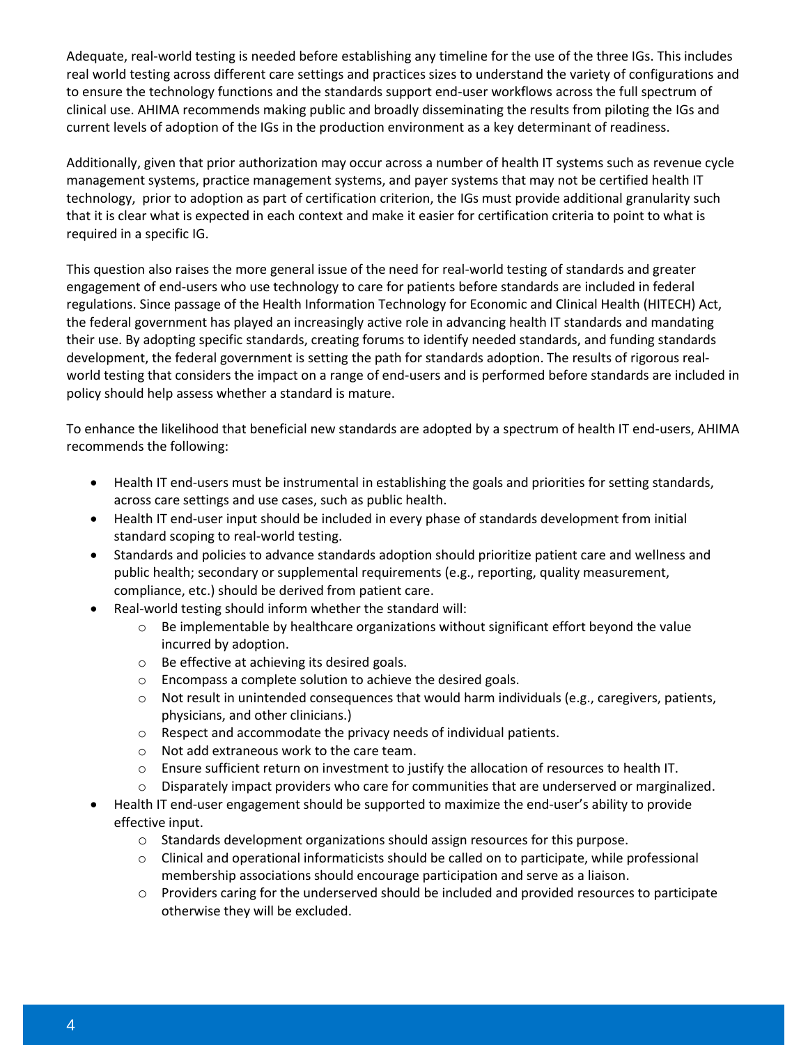Adequate, real-world testing is needed before establishing any timeline for the use of the three IGs. This includes real world testing across different care settings and practices sizes to understand the variety of configurations and to ensure the technology functions and the standards support end-user workflows across the full spectrum of clinical use. AHIMA recommends making public and broadly disseminating the results from piloting the IGs and current levels of adoption of the IGs in the production environment as a key determinant of readiness.

Additionally, given that prior authorization may occur across a number of health IT systems such as revenue cycle management systems, practice management systems, and payer systems that may not be certified health IT technology, prior to adoption as part of certification criterion, the IGs must provide additional granularity such that it is clear what is expected in each context and make it easier for certification criteria to point to what is required in a specific IG.

This question also raises the more general issue of the need for real-world testing of standards and greater engagement of end-users who use technology to care for patients before standards are included in federal regulations. Since passage of the Health Information Technology for Economic and Clinical Health (HITECH) Act, the federal government has played an increasingly active role in advancing health IT standards and mandating their use. By adopting specific standards, creating forums to identify needed standards, and funding standards development, the federal government is setting the path for standards adoption. The results of rigorous real-world testing that considers the impact on a range of end-users and is performed before standards are included in policy should help assess whether a standard is mature.

To enhance the likelihood that beneficial new standards are adopted by a spectrum of health IT end-users, AHIMA recommends the following:

- Health IT end-users must be instrumental in establishing the goals and priorities for setting standards, across care settings and use cases, such as public health.
- Health IT end-user input should be included in every phase of standards development from initial standard scoping to real-world testing.
- Standards and policies to advance standards adoption should prioritize patient care and wellness and public health; secondary or supplemental requirements (e.g., reporting, quality measurement, compliance, etc.) should be derived from patient care.
- Real-world testing should inform whether the standard will:
    - Be implementable by healthcare organizations without significant effort beyond the value incurred by adoption.
    - Be effective at achieving its desired goals.
    - Encompass a complete solution to achieve the desired goals.
    - Not result in unintended consequences that would harm individuals (e.g., caregivers, patients, physicians, and other clinicians.)
    - Respect and accommodate the privacy needs of individual patients.
    - Not add extraneous work to the care team.
    - Ensure sufficient return on investment to justify the allocation of resources to health IT.
    - Disparately impact providers who care for communities that are underserved or marginalized.
- Health IT end-user engagement should be supported to maximize the end-user's ability to provide effective input.
    - Standards development organizations should assign resources for this purpose.
    - Clinical and operational informaticists should be called on to participate, while professional membership associations should encourage participation and serve as a liaison.
    - Providers caring for the underserved should be included and provided resources to participate otherwise they will be excluded.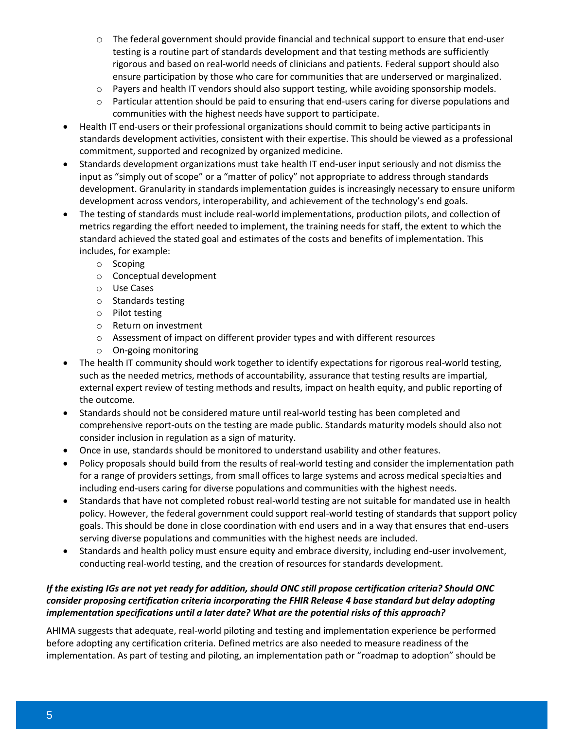- The federal government should provide financial and technical support to ensure that end-user testing is a routine part of standards development and that testing methods are sufficiently rigorous and based on real-world needs of clinicians and patients. Federal support should also ensure participation by those who care for communities that are underserved or marginalized.
  - Payers and health IT vendors should also support testing, while avoiding sponsorship models.
  - Particular attention should be paid to ensuring that end-users caring for diverse populations and communities with the highest needs have support to participate.
- Health IT end-users or their professional organizations should commit to being active participants in standards development activities, consistent with their expertise. This should be viewed as a professional commitment, supported and recognized by organized medicine.
- Standards development organizations must take health IT end-user input seriously and not dismiss the input as "simply out of scope" or a "matter of policy" not appropriate to address through standards development. Granularity in standards implementation guides is increasingly necessary to ensure uniform development across vendors, interoperability, and achievement of the technology's end goals.
- The testing of standards must include real-world implementations, production pilots, and collection of metrics regarding the effort needed to implement, the training needs for staff, the extent to which the standard achieved the stated goal and estimates of the costs and benefits of implementation. This includes, for example:
  - Scoping
  - Conceptual development
  - Use Cases
  - Standards testing
  - Pilot testing
  - Return on investment
  - Assessment of impact on different provider types and with different resources
  - On-going monitoring
- The health IT community should work together to identify expectations for rigorous real-world testing, such as the needed metrics, methods of accountability, assurance that testing results are impartial, external expert review of testing methods and results, impact on health equity, and public reporting of the outcome.
- Standards should not be considered mature until real-world testing has been completed and comprehensive report-outs on the testing are made public. Standards maturity models should also not consider inclusion in regulation as a sign of maturity.
- Once in use, standards should be monitored to understand usability and other features.
- Policy proposals should build from the results of real-world testing and consider the implementation path for a range of providers settings, from small offices to large systems and across medical specialties and including end-users caring for diverse populations and communities with the highest needs.
- Standards that have not completed robust real-world testing are not suitable for mandated use in health policy. However, the federal government could support real-world testing of standards that support policy goals. This should be done in close coordination with end users and in a way that ensures that end-users serving diverse populations and communities with the highest needs are included.
- Standards and health policy must ensure equity and embrace diversity, including end-user involvement, conducting real-world testing, and the creation of resources for standards development.

***If the existing IGs are not yet ready for addition, should ONC still propose certification criteria? Should ONC consider proposing certification criteria incorporating the FHIR Release 4 base standard but delay adopting implementation specifications until a later date? What are the potential risks of this approach?***

AHIMA suggests that adequate, real-world piloting and testing and implementation experience be performed before adopting any certification criteria. Defined metrics are also needed to measure readiness of the implementation. As part of testing and piloting, an implementation path or "roadmap to adoption" should be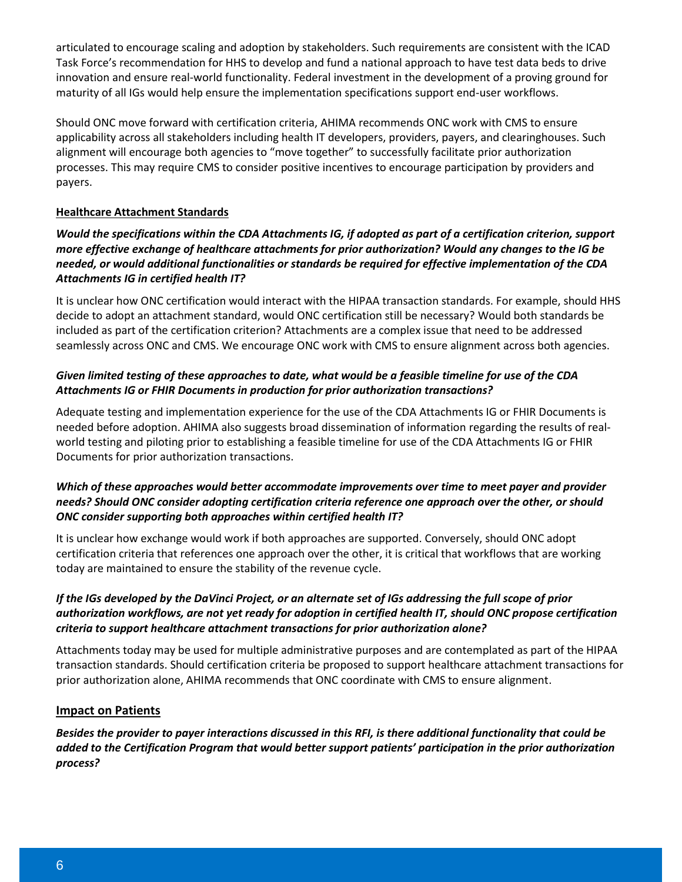articulated to encourage scaling and adoption by stakeholders. Such requirements are consistent with the ICAD Task Force's recommendation for HHS to develop and fund a national approach to have test data beds to drive innovation and ensure real-world functionality. Federal investment in the development of a proving ground for maturity of all IGs would help ensure the implementation specifications support end-user workflows.

Should ONC move forward with certification criteria, AHIMA recommends ONC work with CMS to ensure applicability across all stakeholders including health IT developers, providers, payers, and clearinghouses. Such alignment will encourage both agencies to "move together" to successfully facilitate prior authorization processes. This may require CMS to consider positive incentives to encourage participation by providers and payers.

**Healthcare Attachment Standards**

***Would the specifications within the CDA Attachments IG, if adopted as part of a certification criterion, support more effective exchange of healthcare attachments for prior authorization? Would any changes to the IG be needed, or would additional functionalities or standards be required for effective implementation of the CDA Attachments IG in certified health IT?***

It is unclear how ONC certification would interact with the HIPAA transaction standards. For example, should HHS decide to adopt an attachment standard, would ONC certification still be necessary? Would both standards be included as part of the certification criterion? Attachments are a complex issue that need to be addressed seamlessly across ONC and CMS. We encourage ONC work with CMS to ensure alignment across both agencies.

***Given limited testing of these approaches to date, what would be a feasible timeline for use of the CDA Attachments IG or FHIR Documents in production for prior authorization transactions?***

Adequate testing and implementation experience for the use of the CDA Attachments IG or FHIR Documents is needed before adoption. AHIMA also suggests broad dissemination of information regarding the results of real-world testing and piloting prior to establishing a feasible timeline for use of the CDA Attachments IG or FHIR Documents for prior authorization transactions.

***Which of these approaches would better accommodate improvements over time to meet payer and provider needs? Should ONC consider adopting certification criteria reference one approach over the other, or should ONC consider supporting both approaches within certified health IT?***

It is unclear how exchange would work if both approaches are supported. Conversely, should ONC adopt certification criteria that references one approach over the other, it is critical that workflows that are working today are maintained to ensure the stability of the revenue cycle.

***If the IGs developed by the DaVinci Project, or an alternate set of IGs addressing the full scope of prior authorization workflows, are not yet ready for adoption in certified health IT, should ONC propose certification criteria to support healthcare attachment transactions for prior authorization alone?***

Attachments today may be used for multiple administrative purposes and are contemplated as part of the HIPAA transaction standards. Should certification criteria be proposed to support healthcare attachment transactions for prior authorization alone, AHIMA recommends that ONC coordinate with CMS to ensure alignment.

**Impact on Patients**

***Besides the provider to payer interactions discussed in this RFI, is there additional functionality that could be added to the Certification Program that would better support patients' participation in the prior authorization process?***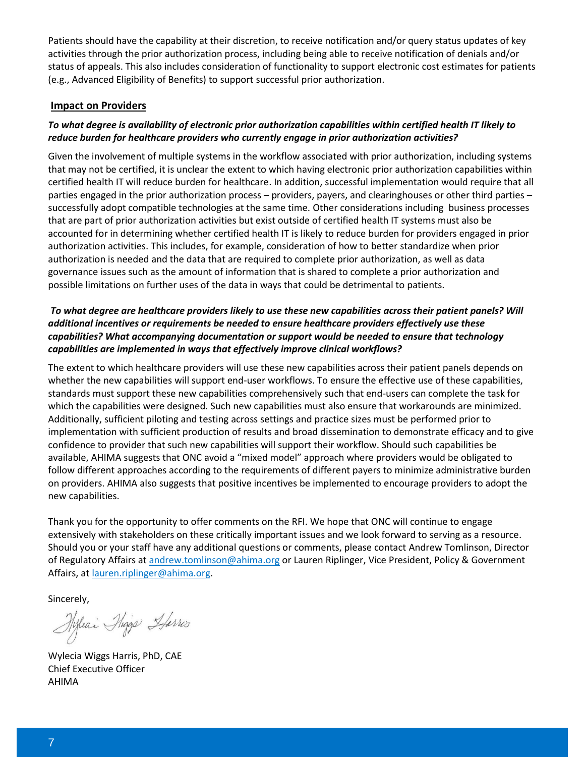Patients should have the capability at their discretion, to receive notification and/or query status updates of key activities through the prior authorization process, including being able to receive notification of denials and/or status of appeals. This also includes consideration of functionality to support electronic cost estimates for patients (e.g., Advanced Eligibility of Benefits) to support successful prior authorization.

## **Impact on Providers**

***To what degree is availability of electronic prior authorization capabilities within certified health IT likely to reduce burden for healthcare providers who currently engage in prior authorization activities?***

Given the involvement of multiple systems in the workflow associated with prior authorization, including systems that may not be certified, it is unclear the extent to which having electronic prior authorization capabilities within certified health IT will reduce burden for healthcare. In addition, successful implementation would require that all parties engaged in the prior authorization process – providers, payers, and clearinghouses or other third parties – successfully adopt compatible technologies at the same time. Other considerations including business processes that are part of prior authorization activities but exist outside of certified health IT systems must also be accounted for in determining whether certified health IT is likely to reduce burden for providers engaged in prior authorization activities. This includes, for example, consideration of how to better standardize when prior authorization is needed and the data that are required to complete prior authorization, as well as data governance issues such as the amount of information that is shared to complete a prior authorization and possible limitations on further uses of the data in ways that could be detrimental to patients.

***To what degree are healthcare providers likely to use these new capabilities across their patient panels? Will additional incentives or requirements be needed to ensure healthcare providers effectively use these capabilities? What accompanying documentation or support would be needed to ensure that technology capabilities are implemented in ways that effectively improve clinical workflows?***

The extent to which healthcare providers will use these new capabilities across their patient panels depends on whether the new capabilities will support end-user workflows. To ensure the effective use of these capabilities, standards must support these new capabilities comprehensively such that end-users can complete the task for which the capabilities were designed. Such new capabilities must also ensure that workarounds are minimized. Additionally, sufficient piloting and testing across settings and practice sizes must be performed prior to implementation with sufficient production of results and broad dissemination to demonstrate efficacy and to give confidence to provider that such new capabilities will support their workflow. Should such capabilities be available, AHIMA suggests that ONC avoid a "mixed model" approach where providers would be obligated to follow different approaches according to the requirements of different payers to minimize administrative burden on providers. AHIMA also suggests that positive incentives be implemented to encourage providers to adopt the new capabilities.

Thank you for the opportunity to offer comments on the RFI. We hope that ONC will continue to engage extensively with stakeholders on these critically important issues and we look forward to serving as a resource. Should you or your staff have any additional questions or comments, please contact Andrew Tomlinson, Director of Regulatory Affairs at andrew.tomlinson@ahima.org or Lauren Riplinger, Vice President, Policy & Government Affairs, at lauren.riplinger@ahima.org.

Sincerely,

Wylecia Wiggs Harris

Wylecia Wiggs Harris, PhD, CAE
Chief Executive Officer
AHIMA